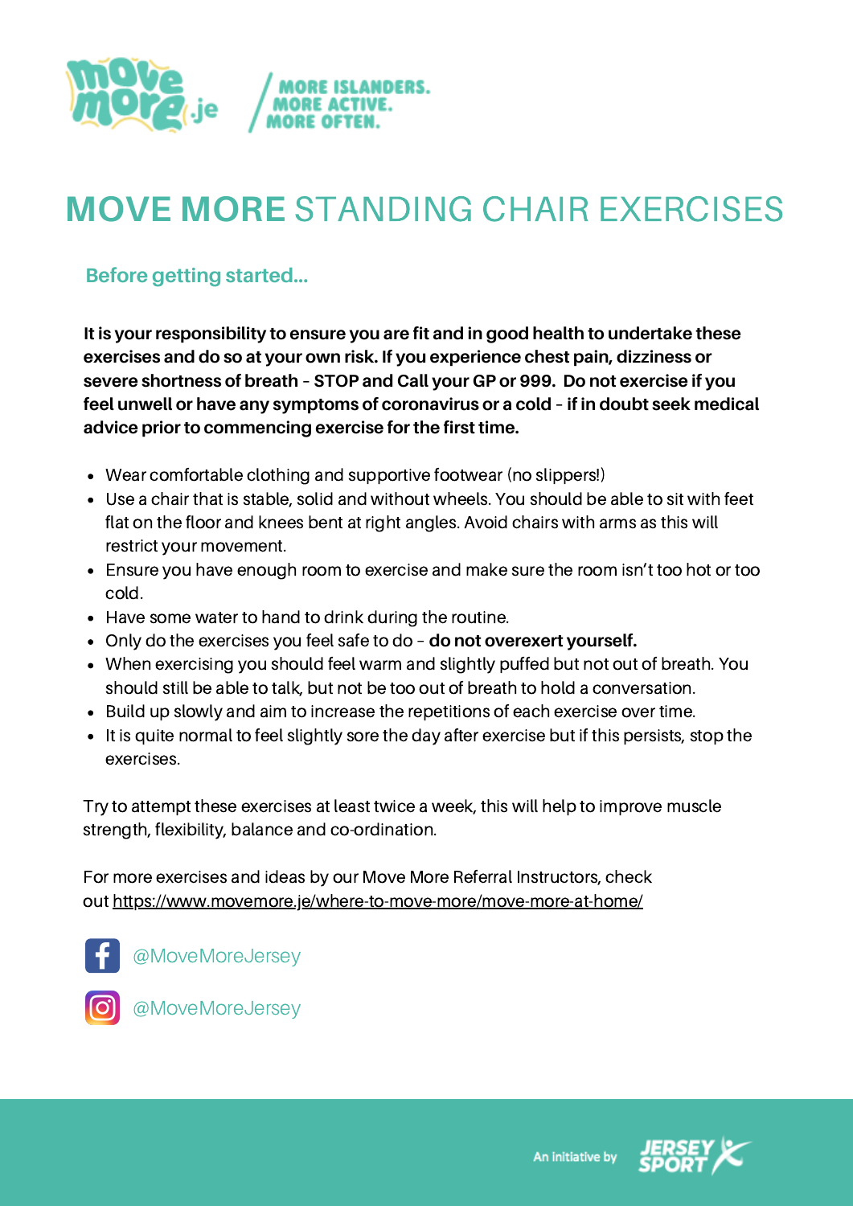move more.je

MORE ISLANDERS.
MORE ACTIVE.
MORE OFTEN.

# MOVE MORE STANDING CHAIR EXERCISES

## Before getting started...

**It is your responsibility to ensure you are fit and in good health to undertake these exercises and do so at your own risk. If you experience chest pain, dizziness or severe shortness of breath – STOP and Call your GP or 999. Do not exercise if you feel unwell or have any symptoms of coronavirus or a cold – if in doubt seek medical advice prior to commencing exercise for the first time.**

- Wear comfortable clothing and supportive footwear (no slippers!)
- Use a chair that is stable, solid and without wheels. You should be able to sit with feet flat on the floor and knees bent at right angles. Avoid chairs with arms as this will restrict your movement.
- Ensure you have enough room to exercise and make sure the room isn't too hot or too cold.
- Have some water to hand to drink during the routine.
- Only do the exercises you feel safe to do – **do not overexert yourself.**
- When exercising you should feel warm and slightly puffed but not out of breath. You should still be able to talk, but not be too out of breath to hold a conversation.
- Build up slowly and aim to increase the repetitions of each exercise over time.
- It is quite normal to feel slightly sore the day after exercise but if this persists, stop the exercises.

Try to attempt these exercises at least twice a week, this will help to improve muscle strength, flexibility, balance and co-ordination.

For more exercises and ideas by our Move More Referral Instructors, check out https://www.movemore.je/where-to-move-more/move-more-at-home/

@MoveMoreJersey

@MoveMoreJersey

An initiative by JERSEY SPORT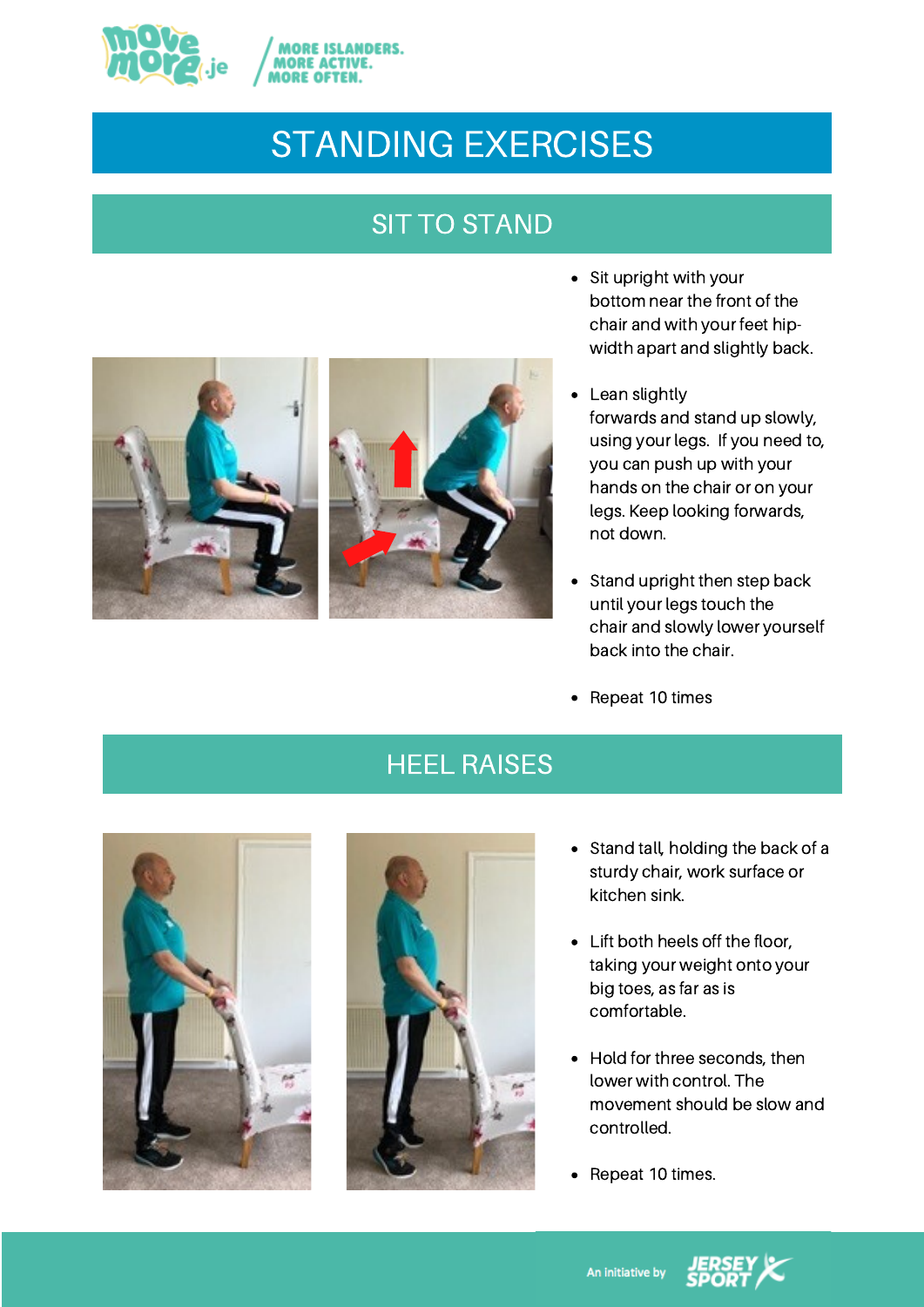# STANDING EXERCISES

## SIT TO STAND

- Sit upright with your bottom near the front of the chair and with your feet hip-width apart and slightly back.
- Lean slightly forwards and stand up slowly, using your legs. If you need to, you can push up with your hands on the chair or on your legs. Keep looking forwards, not down.
- Stand upright then step back until your legs touch the chair and slowly lower yourself back into the chair.
- Repeat 10 times

## HEEL RAISES

- Stand tall, holding the back of a sturdy chair, work surface or kitchen sink.
- Lift both heels off the floor, taking your weight onto your big toes, as far as is comfortable.
- Hold for three seconds, then lower with control. The movement should be slow and controlled.
- Repeat 10 times.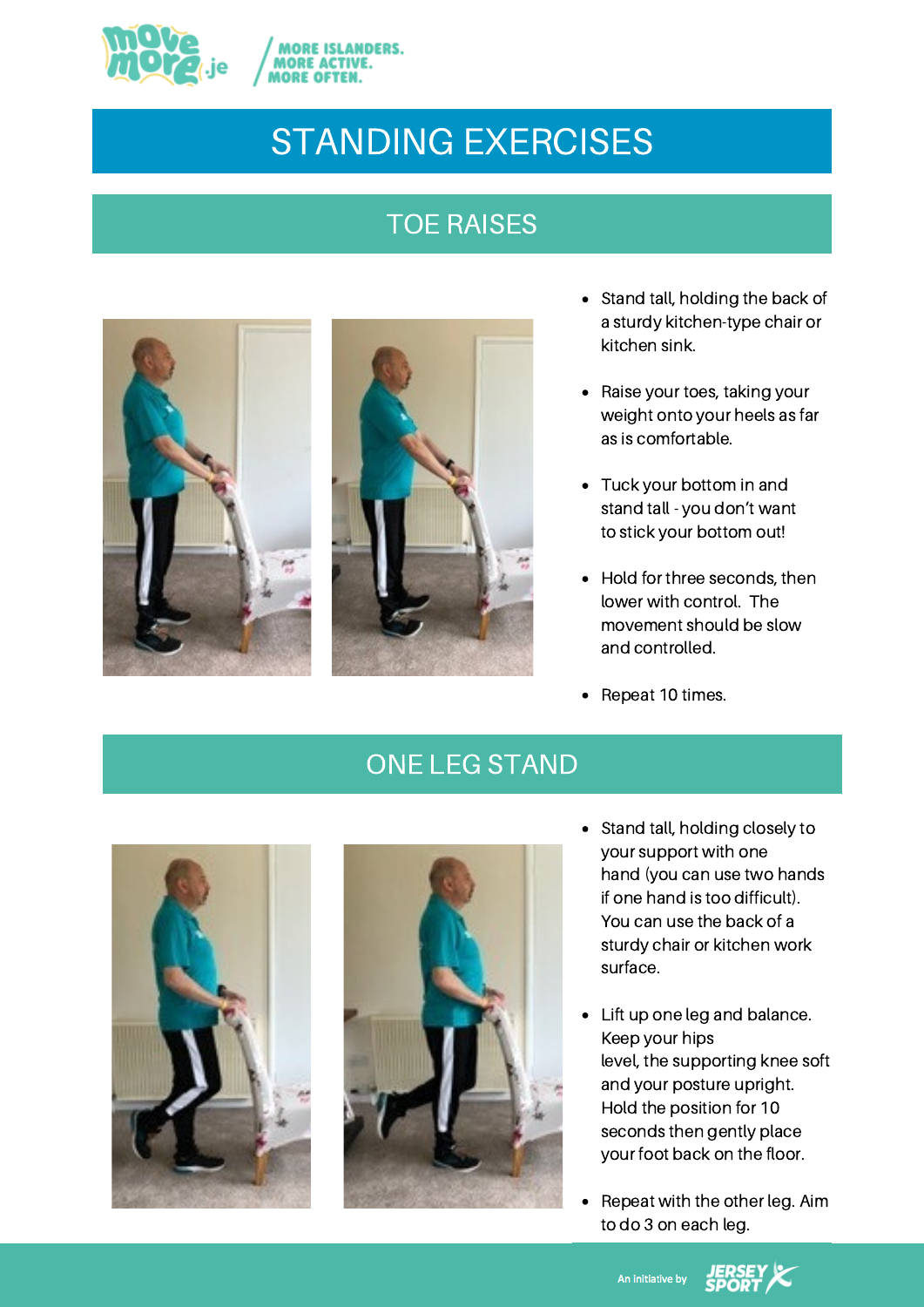# STANDING EXERCISES

## TOE RAISES

- Stand tall, holding the back of a sturdy kitchen-type chair or kitchen sink.
- Raise your toes, taking your weight onto your heels as far as is comfortable.
- Tuck your bottom in and stand tall - you don't want to stick your bottom out!
- Hold for three seconds, then lower with control. The movement should be slow and controlled.
- Repeat 10 times.

## ONE LEG STAND

- Stand tall, holding closely to your support with one hand (you can use two hands if one hand is too difficult). You can use the back of a sturdy chair or kitchen work surface.
- Lift up one leg and balance. Keep your hips level, the supporting knee soft and your posture upright. Hold the position for 10 seconds then gently place your foot back on the floor.
- Repeat with the other leg. Aim to do 3 on each leg.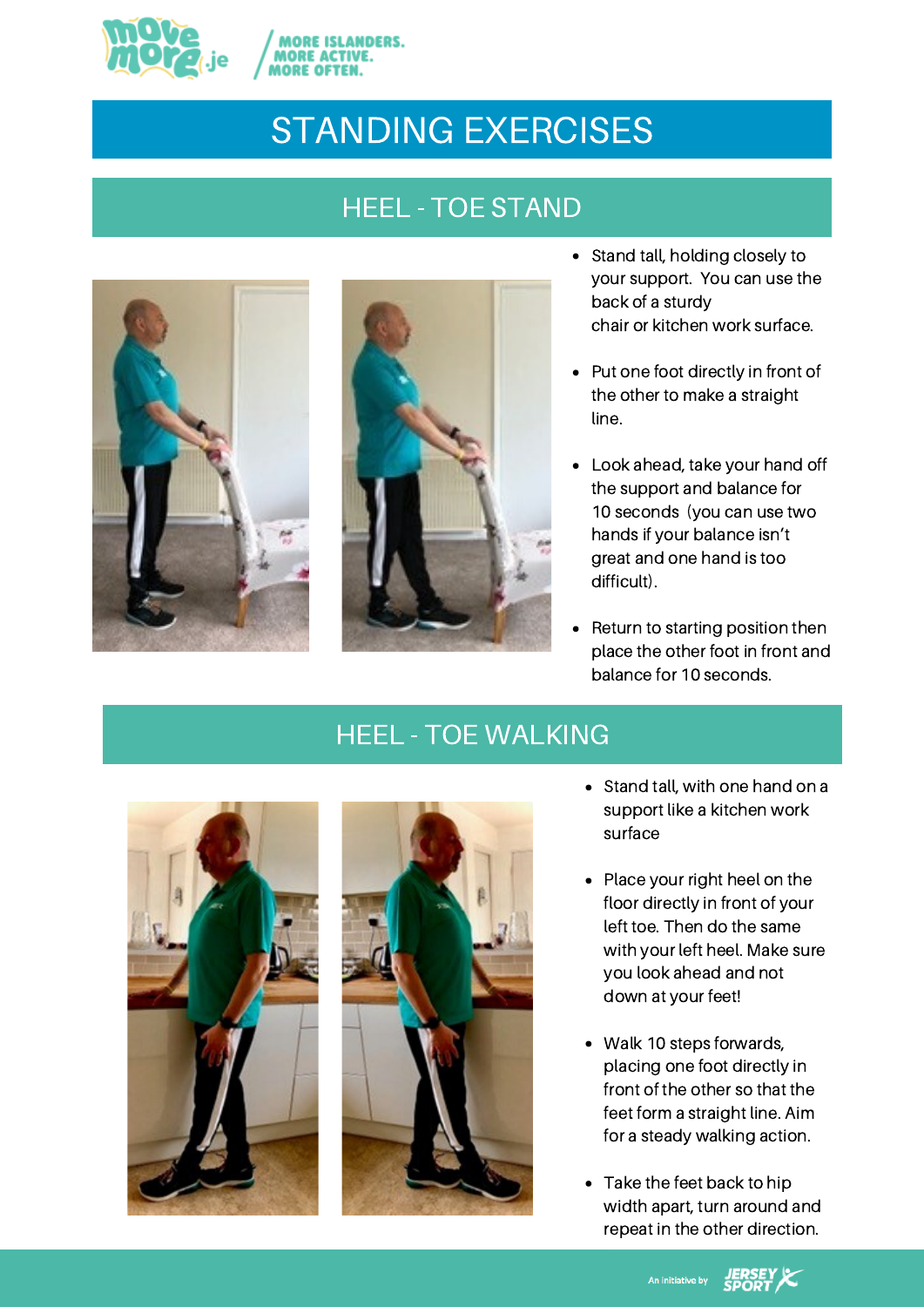MORE ISLANDERS. MORE ACTIVE. MORE OFTEN.

# STANDING EXERCISES

## HEEL - TOE STAND

- Stand tall, holding closely to your support. You can use the back of a sturdy chair or kitchen work surface.
- Put one foot directly in front of the other to make a straight line.
- Look ahead, take your hand off the support and balance for 10 seconds (you can use two hands if your balance isn't great and one hand is too difficult).
- Return to starting position then place the other foot in front and balance for 10 seconds.

## HEEL - TOE WALKING

- Stand tall, with one hand on a support like a kitchen work surface
- Place your right heel on the floor directly in front of your left toe. Then do the same with your left heel. Make sure you look ahead and not down at your feet!
- Walk 10 steps forwards, placing one foot directly in front of the other so that the feet form a straight line. Aim for a steady walking action.
- Take the feet back to hip width apart, turn around and repeat in the other direction.

An initiative by JERSEY SPORT